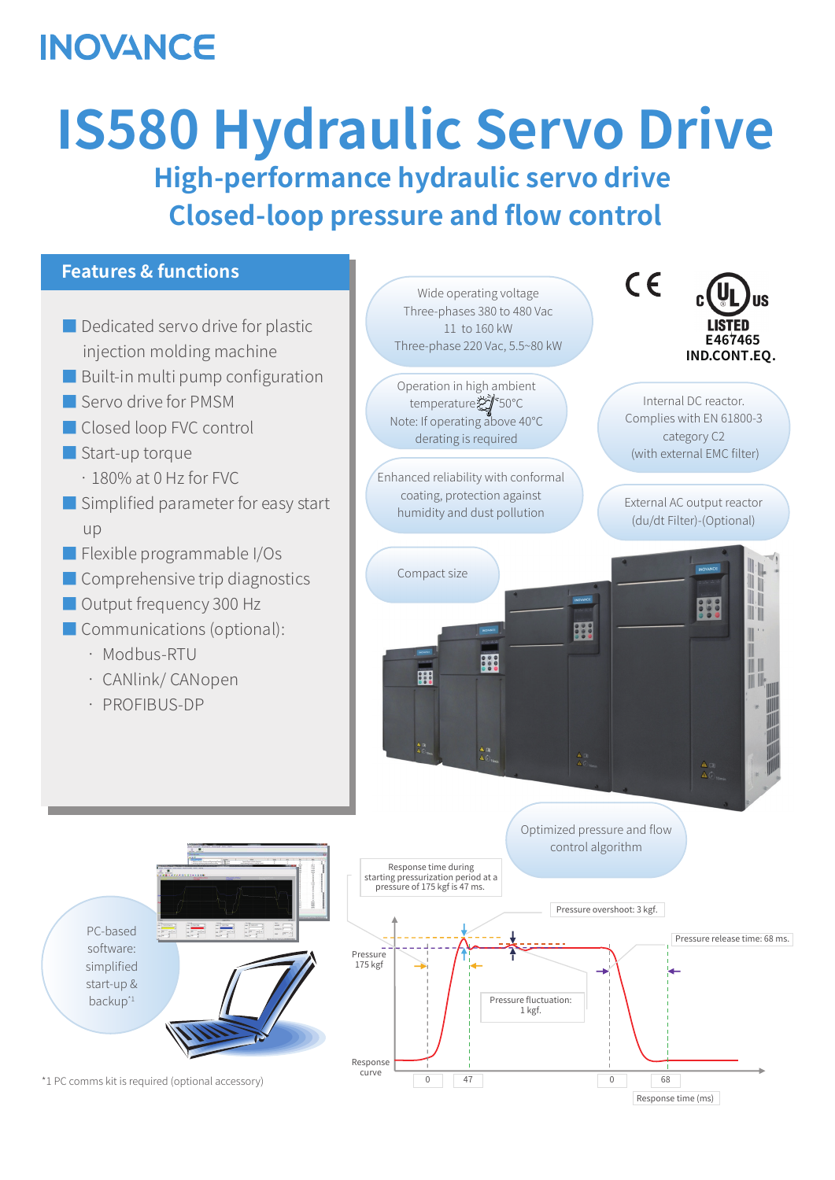INOVANCE

# IS580 Hydraulic Servo Drive

## High-performance hydraulic servo drive
## Closed-loop pressure and flow control

### Features & functions

- Dedicated servo drive for plastic injection molding machine
- Built-in multi pump configuration
- Servo drive for PMSM
- Closed loop FVC control
- Start-up torque
  - 180% at 0 Hz for FVC
- Simplified parameter for easy start up
- Flexible programmable I/Os
- Comprehensive trip diagnostics
- Output frequency 300 Hz
- Communications (optional):
  - Modbus-RTU
  - CANlink/ CANopen
  - PROFIBUS-DP

Wide operating voltage
Three-phases 380 to 480 Vac
11 to 160 kW
Three-phase 220 Vac, 5.5~80 kW

CE

c UL us LISTED E467465 IND.CONT.EQ.

Operation in high ambient temperature 50°C
Note: If operating above 40°C derating is required

Internal DC reactor. Complies with EN 61800-3 category C2 (with external EMC filter)

Enhanced reliability with conformal coating, protection against humidity and dust pollution

External AC output reactor (du/dt Filter)-(Optional)

Compact size

Optimized pressure and flow control algorithm

PC-based software: simplified start-up & backup[*1]

Response time during starting pressurization period at a pressure of 175 kgf is 47 ms.

Pressure overshoot: 3 kgf.

Pressure release time: 68 ms.

Pressure 175 kgf

Pressure fluctuation: 1 kgf.

Response curve

0 | 47 | 0 | 68

Response time (ms)

*1 PC comms kit is required (optional accessory)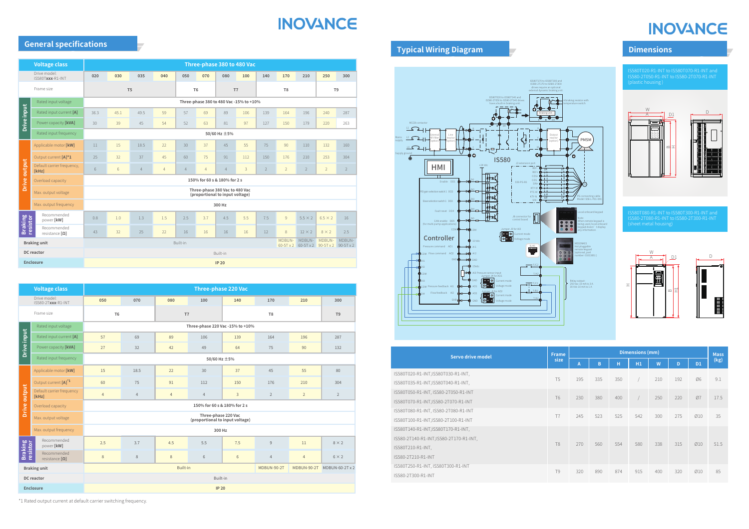## General specifications

| Voltage class | | Three-phase 380 to 480 Vac | | | | | | | | | | | | |
|---|---|---|---|---|---|---|---|---|---|---|---|---|---|---|
| | Drive model: IS580T**xxx**-R1-INT | 020 | 030 | 035 | 040 | 050 | 070 | 080 | 100 | 140 | 170 | 210 | 250 | 300 |
| | Frame size | T5 | | | | T6 | | T7 | | T8 | | | T9 | |
| Drive input | Rated input voltage | Three-phase 380 to 480 Vac -15% to +10% | | | | | | | | | | | | |
| | Rated input current **[A]** | 36.3 | 45.1 | 49.5 | 59 | 57 | 69 | 89 | 106 | 139 | 164 | 196 | 240 | 287 |
| | Power capacity **[kVA]** | 30 | 39 | 45 | 54 | 52 | 63 | 81 | 97 | 127 | 150 | 179 | 220 | 263 |
| | Rated input frequency | 50/60 Hz ±5% | | | | | | | | | | | | |
| Drive output | Applicable motor **[kW]** | 11 | 15 | 18.5 | 22 | 30 | 37 | 45 | 55 | 75 | 90 | 110 | 132 | 160 |
| | Output current **[A]***1 | 25 | 32 | 37 | 45 | 60 | 75 | 91 | 112 | 150 | 176 | 210 | 253 | 304 |
| | Default carrier frequency, **[kHz]** | 6 | 6 | 4 | 4 | 4 | 4 | 4 | 3 | 2 | 2 | 2 | 2 | 2 |
| | Overload capacity | 150% for 60 s & 180% for 2 s | | | | | | | | | | | | |
| | Max. output voltage | Three-phase 380 Vac to 480 Vac (proportional to input voltage) | | | | | | | | | | | | |
| | Max. output frequency | 300 Hz | | | | | | | | | | | | |
| Braking resistor | Recommended power **[kW]** | 0.8 | 1.0 | 1.3 | 1.5 | 2.5 | 3.7 | 4.5 | 5.5 | 7.5 | 9 | 5.5 × 2 | 6.5 × 2 | 16 |
| | Recommended resistance **[Ω]** | 43 | 32 | 25 | 22 | 16 | 16 | 16 | 16 | 12 | 8 | 12 × 2 | 8 × 2 | 2.5 |
| **Braking unit** | | Built-in | | | | | | | | | MDBUN-60-5T x 2 | MDBUN-60-5T x 2 | MDBUN-90-5T x 2 | MDBUN-90-5T x 2 |
| **DC reactor** | | Built-in | | | | | | | | | | | | |
| **Enclosure** | | **IP 20** | | | | | | | | | | | | |

| Voltage class | | Three-phase 220 Vac | | | | | | | |
|---|---|---|---|---|---|---|---|---|---|
| | Drive model: IS580-2T**xxx**-R1-INT | 050 | 070 | 080 | 100 | 140 | 170 | 210 | 300 |
| | Frame size | T6 | | T7 | | T8 | | | T9 |
| Drive input | Rated input voltage | Three-phase 220 Vac -15% to +10% | | | | | | | |
| | Rated input current **[A]** | 57 | 69 | 89 | 106 | 139 | 164 | 196 | 287 |
| | Power capacity **[kVA]** | 27 | 32 | 42 | 49 | 64 | 75 | 90 | 132 |
| | Rated input frequency | 50/60 Hz ±5% | | | | | | | |
| Drive output | Applicable motor **[kW]** | 15 | 18.5 | 22 | 30 | 37 | 45 | 55 | 80 |
| | Output current **[A]***1 | 60 | 75 | 91 | 112 | 150 | 176 | 210 | 304 |
| | Default carrier frequency **[kHz]** | 4 | 4 | 4 | 4 | 3 | 2 | 2 | 2 |
| | Overload capacity | 150% for 60 s & 180% for 2 s | | | | | | | |
| | Max. output voltage | Three-phase 220 Vac (proportional to input voltage) | | | | | | | |
| | Max. output frequency | 300 Hz | | | | | | | |
| Braking resistor | Recommended power **[kW]** | 2.5 | 3.7 | 4.5 | 5.5 | 7.5 | 9 | 11 | 8 × 2 |
| | Recommended resistance **[Ω]** | 8 | 8 | 8 | 6 | 6 | 4 | 4 | 6 × 2 |
| **Braking unit** | | Built-in | | | | | MDBUN-90-2T | MDBUN-90-2T | MDBUN-60-2T x 2 |
| **DC reactor** | | Built-in | | | | | | | |
| **Enclosure** | | **IP 20** | | | | | | | |

*1 Rated output current at default carrier switching frequency.

## Typical Wiring Diagram

## Dimensions

IS580T020-R1-INT to IS580T070-R1-INT and IS580-2T050-R1-INT to IS580-2T070-R1-INT (plastic housing)

IS580T080-R1-INT to IS580T300-R1-INT and IS580-2T080-R1-INT to IS580-2T300-R1-INT (sheet metal housing)

| Servo drive model | Frame size | A | B | H | H1 | W | D | D1 | Mass (kg) |
|---|---|---|---|---|---|---|---|---|---|
| | | Dimensions (mm) | | | | | | | |
| IS580T020-R1-INT, IS580T030-R1-INT, IS580T035-R1-INT, IS580T040-R1-INT, | T5 | 195 | 335 | 350 | / | 210 | 192 | Ø6 | 9.1 |
| IS580T050-R1-INT, IS580-2T050-R1-INT, IS580T070-R1-INT, IS580-2T070-R1-INT | T6 | 230 | 380 | 400 | / | 250 | 220 | Ø7 | 17.5 |
| IS580T080-R1-INT, IS580-2T080-R1-INT, IS580T100-R1-INT, IS580-2T100-R1-INT | T7 | 245 | 523 | 525 | 542 | 300 | 275 | Ø10 | 35 |
| IS580T140-R1-INT, IS580T170-R1-INT, IS580-2T140-R1-INT, IS580-2T170-R1-INT, IS580T210-R1-INT, IS580-2T210-R1-INT | T8 | 270 | 560 | 554 | 580 | 338 | 315 | Ø10 | 51.5 |
| IS580T250-R1-INT, IS580T300-R1-INT, IS580-2T300-R1-INT | T9 | 320 | 890 | 874 | 915 | 400 | 320 | Ø10 | 85 |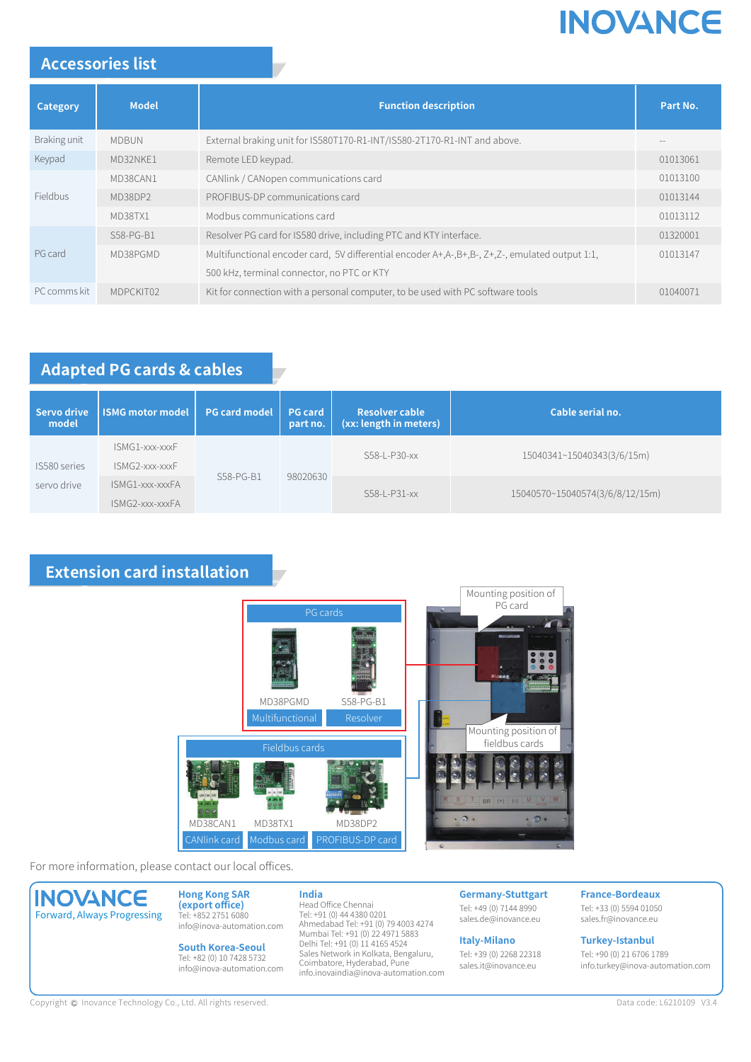## Accessories list

| Category | Model | Function description | Part No. |
|---|---|---|---|
| Braking unit | MDBUN | External braking unit for IS580T170-R1-INT/IS580-2T170-R1-INT and above. | -- |
| Keypad | MD32NKE1 | Remote LED keypad. | 01013061 |
| Fieldbus | MD38CAN1 | CANlink / CANopen communications card | 01013100 |
| | MD38DP2 | PROFIBUS-DP communications card | 01013144 |
| | MD38TX1 | Modbus communications card | 01013112 |
| PG card | S58-PG-B1 | Resolver PG card for IS580 drive, including PTC and KTY interface. | 01320001 |
| | MD38PGMD | Multifunctional encoder card, 5V differential encoder A+,A-,B+,B-, Z+,Z-, emulated output 1:1, 500 kHz, terminal connector, no PTC or KTY | 01013147 |
| PC comms kit | MDPCKIT02 | Kit for connection with a personal computer, to be used with PC software tools | 01040071 |

## Adapted PG cards & cables

| Servo drive model | ISMG motor model | PG card model | PG card part no. | Resolver cable (xx: length in meters) | Cable serial no. |
|---|---|---|---|---|---|
| IS580 series servo drive | ISMG1-xxx-xxxF<br>ISMG2-xxx-xxxF | S58-PG-B1 | 98020630 | S58-L-P30-xx | 15040341~15040343(3/6/15m) |
| | ISMG1-xxx-xxxFA<br>ISMG2-xxx-xxxFA | | | S58-L-P31-xx | 15040570~15040574(3/6/8/12/15m) |

## Extension card installation

PG cards

MD38PGMD — Multifunctional

S58-PG-B1 — Resolver

Fieldbus cards

MD38CAN1 — CANlink card

MD38TX1 — Modbus card

MD38DP2 — PROFIBUS-DP card

Mounting position of PG card

Mounting position of fieldbus cards

For more information, please contact our local offices.

**INOVANCE**
Forward, Always Progressing

**Hong Kong SAR (export office)**
Tel: +852 2751 6080
info@inova-automation.com

**South Korea-Seoul**
Tel: +82 (0) 10 7428 5732
info@inova-automation.com

**India**
Head Office Chennai
Tel: +91 (0) 44 4380 0201
Ahmedabad Tel: +91 (0) 79 4003 4274
Mumbai Tel: +91 (0) 22 4971 5883
Delhi Tel: +91 (0) 11 4165 4524
Sales Network in Kolkata, Bengaluru, Coimbatore, Hyderabad, Pune
info.inovaindia@inova-automation.com

**Germany-Stuttgart**
Tel: +49 (0) 7144 8990
sales.de@inovance.eu

**Italy-Milano**
Tel: +39 (0) 2268 22318
sales.it@inovance.eu

**France-Bordeaux**
Tel: +33 (0) 5594 01050
sales.fr@inovance.eu

**Turkey-Istanbul**
Tel: +90 (0) 21 6706 1789
info.turkey@inova-automation.com

Copyright © Inovance Technology Co., Ltd. All rights reserved.

Data code: L6210109 V3.4